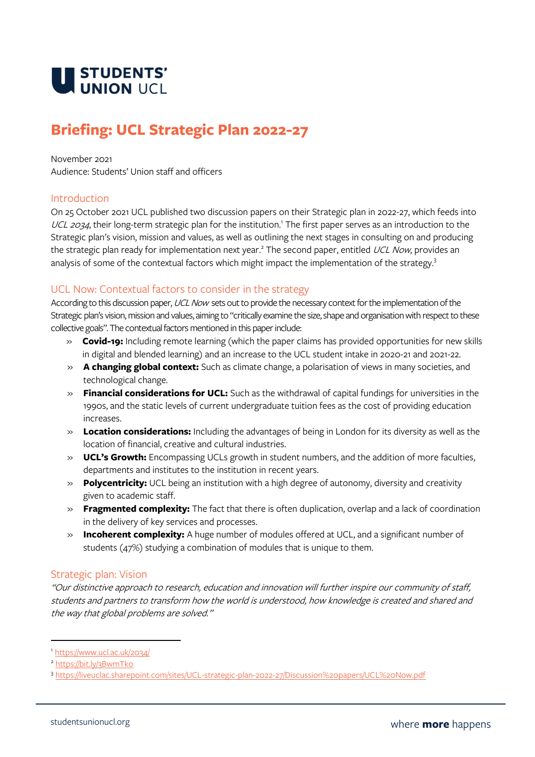# Briefing: UCL Strategic Plan 2022-27

November 2021
Audience: Students' Union staff and officers

## Introduction

On 25 October 2021 UCL published two discussion papers on their Strategic plan in 2022-27, which feeds into *UCL 2034*, their long-term strategic plan for the institution.[1] The first paper serves as an introduction to the Strategic plan's vision, mission and values, as well as outlining the next stages in consulting on and producing the strategic plan ready for implementation next year.[2] The second paper, entitled *UCL Now*, provides an analysis of some of the contextual factors which might impact the implementation of the strategy.[3]

## UCL Now: Contextual factors to consider in the strategy

According to this discussion paper, *UCL Now* sets out to provide the necessary context for the implementation of the Strategic plan's vision, mission and values, aiming to "critically examine the size, shape and organisation with respect to these collective goals". The contextual factors mentioned in this paper include:

- **Covid-19:** Including remote learning (which the paper claims has provided opportunities for new skills in digital and blended learning) and an increase to the UCL student intake in 2020-21 and 2021-22.
- **A changing global context:** Such as climate change, a polarisation of views in many societies, and technological change.
- **Financial considerations for UCL:** Such as the withdrawal of capital fundings for universities in the 1990s, and the static levels of current undergraduate tuition fees as the cost of providing education increases.
- **Location considerations:** Including the advantages of being in London for its diversity as well as the location of financial, creative and cultural industries.
- **UCL's Growth:** Encompassing UCLs growth in student numbers, and the addition of more faculties, departments and institutes to the institution in recent years.
- **Polycentricity:** UCL being an institution with a high degree of autonomy, diversity and creativity given to academic staff.
- **Fragmented complexity:** The fact that there is often duplication, overlap and a lack of coordination in the delivery of key services and processes.
- **Incoherent complexity:** A huge number of modules offered at UCL, and a significant number of students (47%) studying a combination of modules that is unique to them.

## Strategic plan: Vision

*"Our distinctive approach to research, education and innovation will further inspire our community of staff, students and partners to transform how the world is understood, how knowledge is created and shared and the way that global problems are solved."*

---

[1] https://www.ucl.ac.uk/2034/
[2] https://bit.ly/3BwmTko
[3] https://liveuclac.sharepoint.com/sites/UCL-strategic-plan-2022-27/Discussion%20papers/UCL%20Now.pdf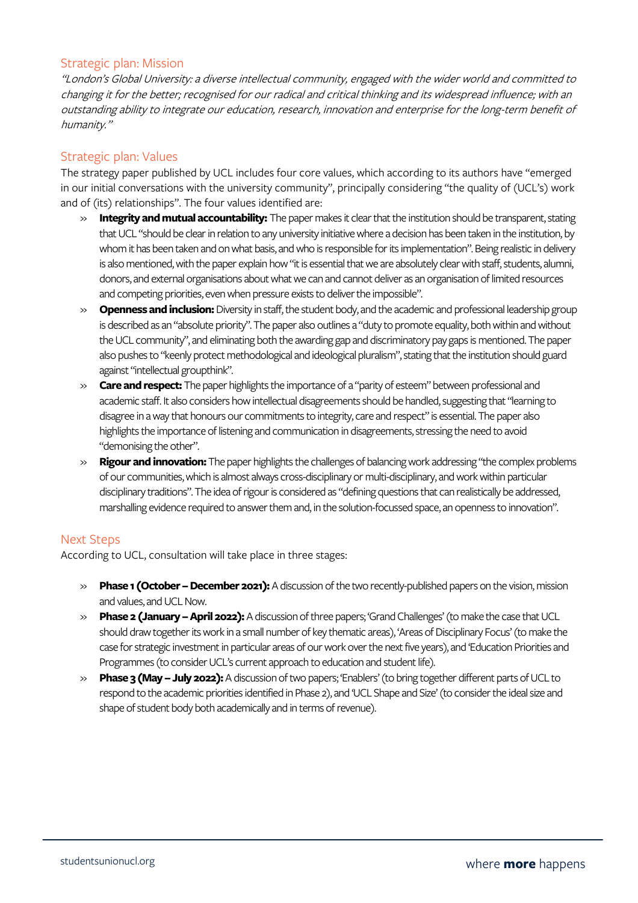## Strategic plan: Mission

*"London's Global University: a diverse intellectual community, engaged with the wider world and committed to changing it for the better; recognised for our radical and critical thinking and its widespread influence; with an outstanding ability to integrate our education, research, innovation and enterprise for the long-term benefit of humanity."*

## Strategic plan: Values

The strategy paper published by UCL includes four core values, which according to its authors have "emerged in our initial conversations with the university community", principally considering "the quality of (UCL's) work and of (its) relationships". The four values identified are:

- **Integrity and mutual accountability:** The paper makes it clear that the institution should be transparent, stating that UCL "should be clear in relation to any university initiative where a decision has been taken in the institution, by whom it has been taken and on what basis, and who is responsible for its implementation". Being realistic in delivery is also mentioned, with the paper explain how "it is essential that we are absolutely clear with staff, students, alumni, donors, and external organisations about what we can and cannot deliver as an organisation of limited resources and competing priorities, even when pressure exists to deliver the impossible".
- **Openness and inclusion:** Diversity in staff, the student body, and the academic and professional leadership group is described as an "absolute priority". The paper also outlines a "duty to promote equality, both within and without the UCL community", and eliminating both the awarding gap and discriminatory pay gaps is mentioned. The paper also pushes to "keenly protect methodological and ideological pluralism", stating that the institution should guard against "intellectual groupthink".
- **Care and respect:** The paper highlights the importance of a "parity of esteem" between professional and academic staff. It also considers how intellectual disagreements should be handled, suggesting that "learning to disagree in a way that honours our commitments to integrity, care and respect" is essential. The paper also highlights the importance of listening and communication in disagreements, stressing the need to avoid "demonising the other".
- **Rigour and innovation:** The paper highlights the challenges of balancing work addressing "the complex problems of our communities, which is almost always cross-disciplinary or multi-disciplinary, and work within particular disciplinary traditions". The idea of rigour is considered as "defining questions that can realistically be addressed, marshalling evidence required to answer them and, in the solution-focussed space, an openness to innovation".

## Next Steps

According to UCL, consultation will take place in three stages:

- **Phase 1 (October – December 2021):** A discussion of the two recently-published papers on the vision, mission and values, and UCL Now.
- **Phase 2 (January – April 2022):** A discussion of three papers; 'Grand Challenges' (to make the case that UCL should draw together its work in a small number of key thematic areas), 'Areas of Disciplinary Focus' (to make the case for strategic investment in particular areas of our work over the next five years), and 'Education Priorities and Programmes (to consider UCL's current approach to education and student life).
- **Phase 3 (May – July 2022):** A discussion of two papers; 'Enablers' (to bring together different parts of UCL to respond to the academic priorities identified in Phase 2), and 'UCL Shape and Size' (to consider the ideal size and shape of student body both academically and in terms of revenue).